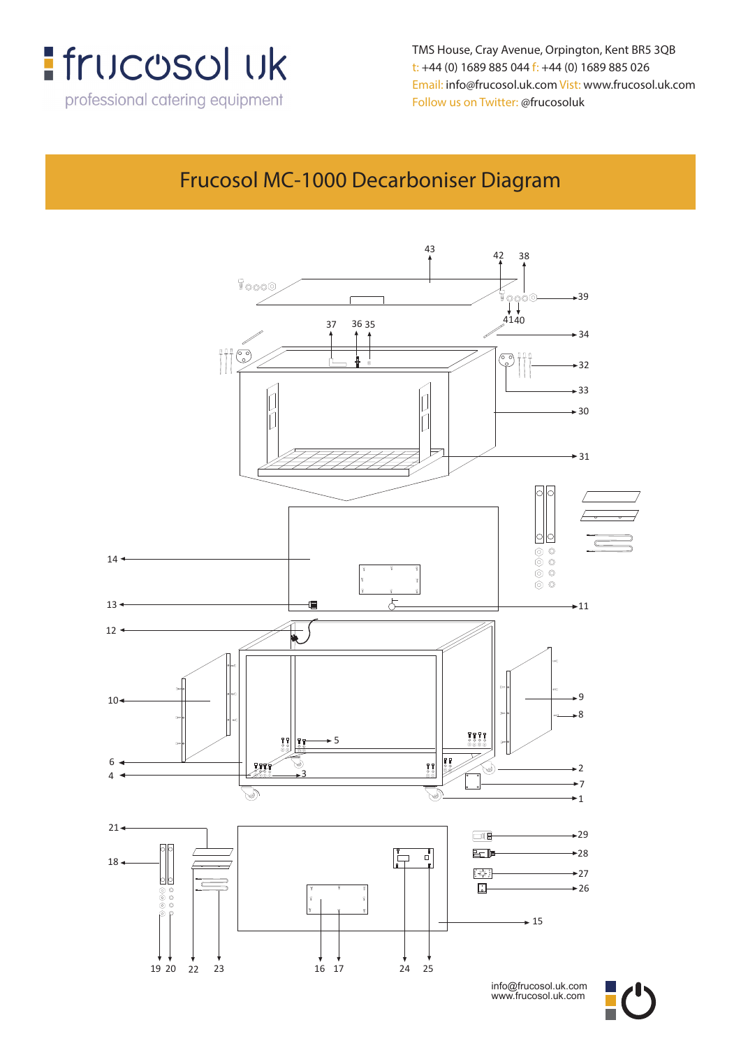# frucosol uk

professional catering equipment

TMS House, Cray Avenue, Orpington, Kent BR5 3QB
t: +44 (0) 1689 885 044 f: +44 (0) 1689 885 026
Email: info@frucosol.uk.com Vist: www.frucosol.uk.com
Follow us on Twitter: @frucosoluk

## Frucosol MC-1000 Decarboniser Diagram

43 42 38 39 41 40 37 36 35 34 32 33 30 31 14 13 11 12 10 9 8 5 6 4 3 2 7 1 21 18 29 28 27 26 15 19 20 22 23 16 17 24 25

info@frucosol.uk.com
www.frucosol.uk.com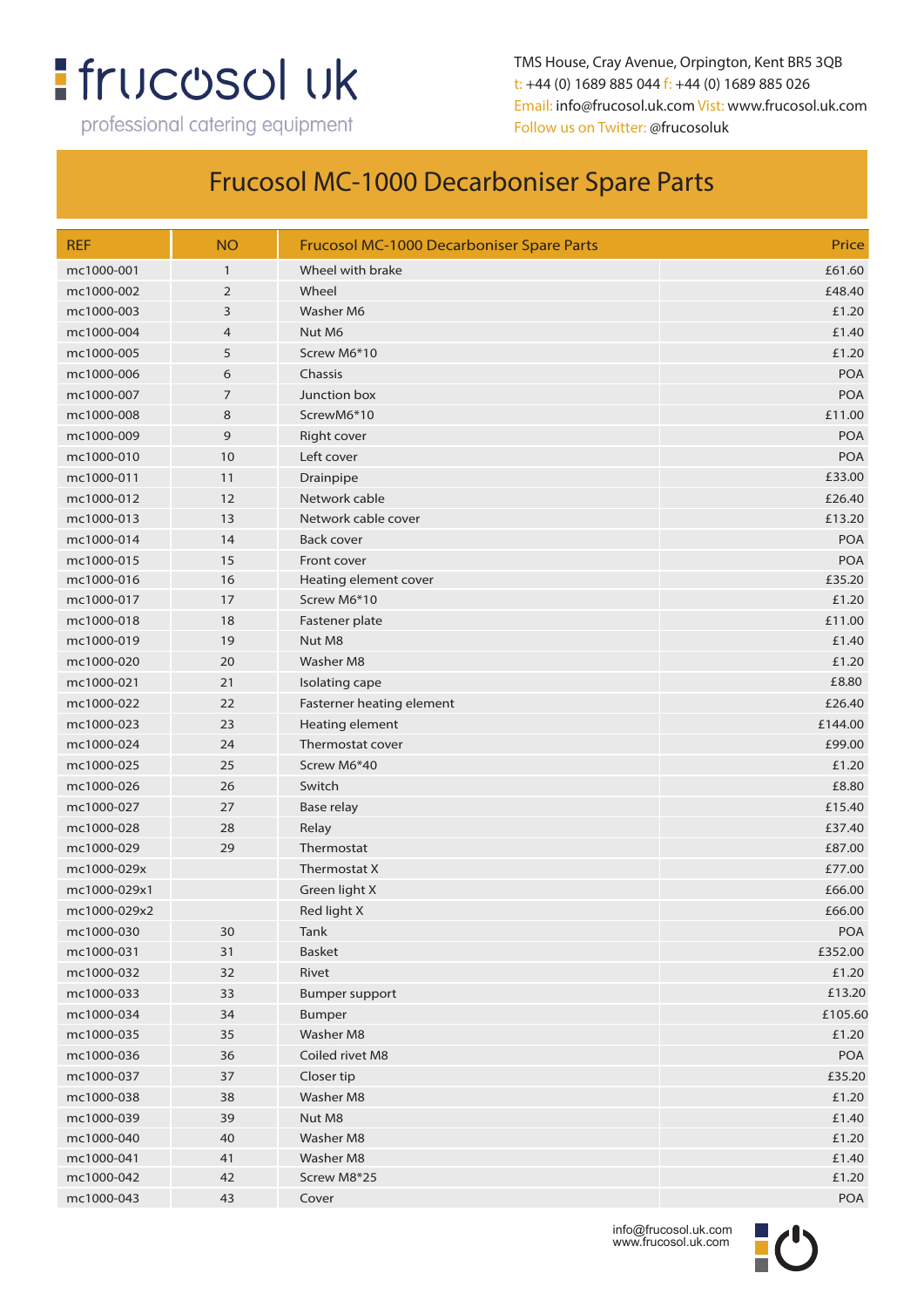frucosol uk
professional catering equipment

TMS House, Cray Avenue, Orpington, Kent BR5 3QB
t: +44 (0) 1689 885 044 f: +44 (0) 1689 885 026
Email: info@frucosol.uk.com Vist: www.frucosol.uk.com
Follow us on Twitter: @frucosoluk

# Frucosol MC-1000 Decarboniser Spare Parts

| REF | NO | Frucosol MC-1000 Decarboniser Spare Parts | Price |
|---|---|---|---|
| mc1000-001 | 1 | Wheel with brake | £61.60 |
| mc1000-002 | 2 | Wheel | £48.40 |
| mc1000-003 | 3 | Washer M6 | £1.20 |
| mc1000-004 | 4 | Nut M6 | £1.40 |
| mc1000-005 | 5 | Screw M6*10 | £1.20 |
| mc1000-006 | 6 | Chassis | POA |
| mc1000-007 | 7 | Junction box | POA |
| mc1000-008 | 8 | ScrewM6*10 | £11.00 |
| mc1000-009 | 9 | Right cover | POA |
| mc1000-010 | 10 | Left cover | POA |
| mc1000-011 | 11 | Drainpipe | £33.00 |
| mc1000-012 | 12 | Network cable | £26.40 |
| mc1000-013 | 13 | Network cable cover | £13.20 |
| mc1000-014 | 14 | Back cover | POA |
| mc1000-015 | 15 | Front cover | POA |
| mc1000-016 | 16 | Heating element cover | £35.20 |
| mc1000-017 | 17 | Screw M6*10 | £1.20 |
| mc1000-018 | 18 | Fastener plate | £11.00 |
| mc1000-019 | 19 | Nut M8 | £1.40 |
| mc1000-020 | 20 | Washer M8 | £1.20 |
| mc1000-021 | 21 | Isolating cape | £8.80 |
| mc1000-022 | 22 | Fasterner heating element | £26.40 |
| mc1000-023 | 23 | Heating element | £144.00 |
| mc1000-024 | 24 | Thermostat cover | £99.00 |
| mc1000-025 | 25 | Screw M6*40 | £1.20 |
| mc1000-026 | 26 | Switch | £8.80 |
| mc1000-027 | 27 | Base relay | £15.40 |
| mc1000-028 | 28 | Relay | £37.40 |
| mc1000-029 | 29 | Thermostat | £87.00 |
| mc1000-029x | | Thermostat X | £77.00 |
| mc1000-029x1 | | Green light X | £66.00 |
| mc1000-029x2 | | Red light X | £66.00 |
| mc1000-030 | 30 | Tank | POA |
| mc1000-031 | 31 | Basket | £352.00 |
| mc1000-032 | 32 | Rivet | £1.20 |
| mc1000-033 | 33 | Bumper support | £13.20 |
| mc1000-034 | 34 | Bumper | £105.60 |
| mc1000-035 | 35 | Washer M8 | £1.20 |
| mc1000-036 | 36 | Coiled rivet M8 | POA |
| mc1000-037 | 37 | Closer tip | £35.20 |
| mc1000-038 | 38 | Washer M8 | £1.20 |
| mc1000-039 | 39 | Nut M8 | £1.40 |
| mc1000-040 | 40 | Washer M8 | £1.20 |
| mc1000-041 | 41 | Washer M8 | £1.40 |
| mc1000-042 | 42 | Screw M8*25 | £1.20 |
| mc1000-043 | 43 | Cover | POA |

info@frucosol.uk.com
www.frucosol.uk.com